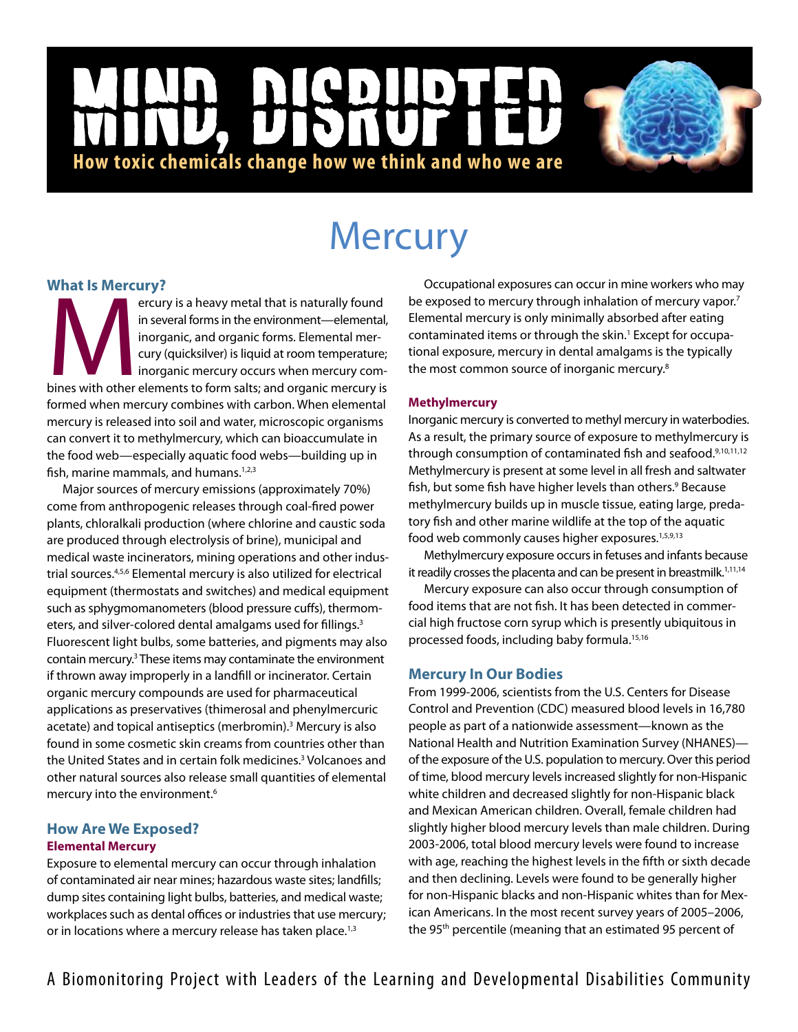# MIND, DISRUPTED

**How toxic chemicals change how we think and who we are**

# Mercury

## What Is Mercury?

Mercury is a heavy metal that is naturally found in several forms in the environment—elemental, inorganic, and organic forms. Elemental mercury (quicksilver) is liquid at room temperature; inorganic mercury occurs when mercury combines with other elements to form salts; and organic mercury is formed when mercury combines with carbon. When elemental mercury is released into soil and water, microscopic organisms can convert it to methylmercury, which can bioaccumulate in the food web—especially aquatic food webs—building up in fish, marine mammals, and humans.[1,2,3]

Major sources of mercury emissions (approximately 70%) come from anthropogenic releases through coal-fired power plants, chloralkali production (where chlorine and caustic soda are produced through electrolysis of brine), municipal and medical waste incinerators, mining operations and other industrial sources.[4,5,6] Elemental mercury is also utilized for electrical equipment (thermostats and switches) and medical equipment such as sphygmomanometers (blood pressure cuffs), thermometers, and silver-colored dental amalgams used for fillings.[3] Fluorescent light bulbs, some batteries, and pigments may also contain mercury.[3] These items may contaminate the environment if thrown away improperly in a landfill or incinerator. Certain organic mercury compounds are used for pharmaceutical applications as preservatives (thimerosal and phenylmercuric acetate) and topical antiseptics (merbromin).[3] Mercury is also found in some cosmetic skin creams from countries other than the United States and in certain folk medicines.[3] Volcanoes and other natural sources also release small quantities of elemental mercury into the environment.[6]

## How Are We Exposed?

### Elemental Mercury

Exposure to elemental mercury can occur through inhalation of contaminated air near mines; hazardous waste sites; landfills; dump sites containing light bulbs, batteries, and medical waste; workplaces such as dental offices or industries that use mercury; or in locations where a mercury release has taken place.[1,3]

Occupational exposures can occur in mine workers who may be exposed to mercury through inhalation of mercury vapor.[7] Elemental mercury is only minimally absorbed after eating contaminated items or through the skin.[1] Except for occupational exposure, mercury in dental amalgams is the typically the most common source of inorganic mercury.[8]

### Methylmercury

Inorganic mercury is converted to methyl mercury in waterbodies. As a result, the primary source of exposure to methylmercury is through consumption of contaminated fish and seafood.[9,10,11,12] Methylmercury is present at some level in all fresh and saltwater fish, but some fish have higher levels than others.[9] Because methylmercury builds up in muscle tissue, eating large, predatory fish and other marine wildlife at the top of the aquatic food web commonly causes higher exposures.[1,5,9,13]

Methylmercury exposure occurs in fetuses and infants because it readily crosses the placenta and can be present in breastmilk.[1,11,14]

Mercury exposure can also occur through consumption of food items that are not fish. It has been detected in commercial high fructose corn syrup which is presently ubiquitous in processed foods, including baby formula.[15,16]

## Mercury In Our Bodies

From 1999-2006, scientists from the U.S. Centers for Disease Control and Prevention (CDC) measured blood levels in 16,780 people as part of a nationwide assessment—known as the National Health and Nutrition Examination Survey (NHANES)—of the exposure of the U.S. population to mercury. Over this period of time, blood mercury levels increased slightly for non-Hispanic white children and decreased slightly for non-Hispanic black and Mexican American children. Overall, female children had slightly higher blood mercury levels than male children. During 2003-2006, total blood mercury levels were found to increase with age, reaching the highest levels in the fifth or sixth decade and then declining. Levels were found to be generally higher for non-Hispanic blacks and non-Hispanic whites than for Mexican Americans. In the most recent survey years of 2005–2006, the 95th percentile (meaning that an estimated 95 percent of

A Biomonitoring Project with Leaders of the Learning and Developmental Disabilities Community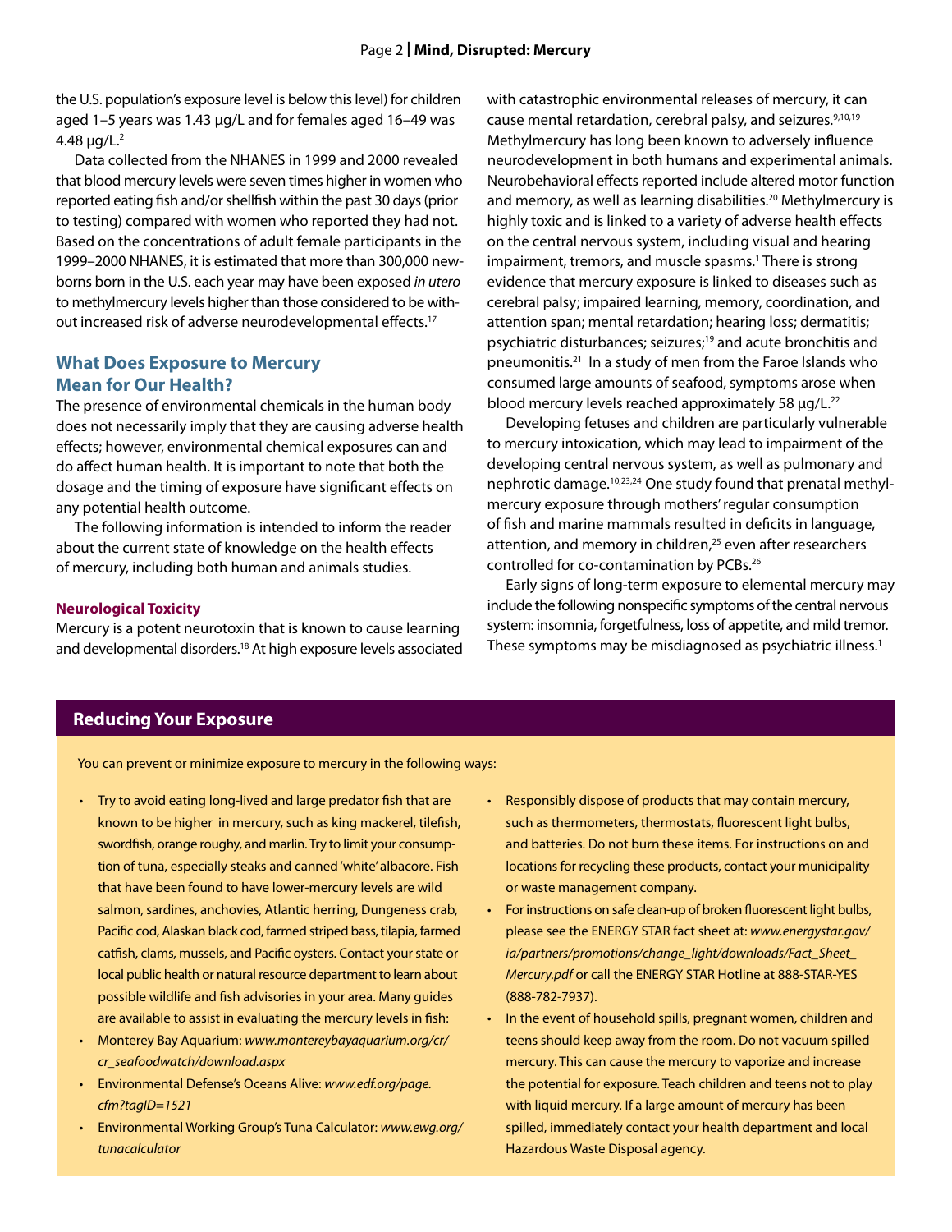the U.S. population's exposure level is below this level) for children aged 1–5 years was 1.43 μg/L and for females aged 16–49 was 4.48 μg/L.[2]

Data collected from the NHANES in 1999 and 2000 revealed that blood mercury levels were seven times higher in women who reported eating fish and/or shellfish within the past 30 days (prior to testing) compared with women who reported they had not. Based on the concentrations of adult female participants in the 1999–2000 NHANES, it is estimated that more than 300,000 newborns born in the U.S. each year may have been exposed *in utero* to methylmercury levels higher than those considered to be without increased risk of adverse neurodevelopmental effects.[17]

## What Does Exposure to Mercury Mean for Our Health?

The presence of environmental chemicals in the human body does not necessarily imply that they are causing adverse health effects; however, environmental chemical exposures can and do affect human health. It is important to note that both the dosage and the timing of exposure have significant effects on any potential health outcome.

The following information is intended to inform the reader about the current state of knowledge on the health effects of mercury, including both human and animals studies.

### Neurological Toxicity

Mercury is a potent neurotoxin that is known to cause learning and developmental disorders.[18] At high exposure levels associated with catastrophic environmental releases of mercury, it can cause mental retardation, cerebral palsy, and seizures.[9,10,19] Methylmercury has long been known to adversely influence neurodevelopment in both humans and experimental animals. Neurobehavioral effects reported include altered motor function and memory, as well as learning disabilities.[20] Methylmercury is highly toxic and is linked to a variety of adverse health effects on the central nervous system, including visual and hearing impairment, tremors, and muscle spasms.[1] There is strong evidence that mercury exposure is linked to diseases such as cerebral palsy; impaired learning, memory, coordination, and attention span; mental retardation; hearing loss; dermatitis; psychiatric disturbances; seizures;[19] and acute bronchitis and pneumonitis.[21] In a study of men from the Faroe Islands who consumed large amounts of seafood, symptoms arose when blood mercury levels reached approximately 58 μg/L.[22]

Developing fetuses and children are particularly vulnerable to mercury intoxication, which may lead to impairment of the developing central nervous system, as well as pulmonary and nephrotic damage.[10,23,24] One study found that prenatal methylmercury exposure through mothers' regular consumption of fish and marine mammals resulted in deficits in language, attention, and memory in children,[25] even after researchers controlled for co-contamination by PCBs.[26]

Early signs of long-term exposure to elemental mercury may include the following nonspecific symptoms of the central nervous system: insomnia, forgetfulness, loss of appetite, and mild tremor. These symptoms may be misdiagnosed as psychiatric illness.[1]

## Reducing Your Exposure

You can prevent or minimize exposure to mercury in the following ways:

- Try to avoid eating long-lived and large predator fish that are known to be higher in mercury, such as king mackerel, tilefish, swordfish, orange roughy, and marlin. Try to limit your consumption of tuna, especially steaks and canned 'white' albacore. Fish that have been found to have lower-mercury levels are wild salmon, sardines, anchovies, Atlantic herring, Dungeness crab, Pacific cod, Alaskan black cod, farmed striped bass, tilapia, farmed catfish, clams, mussels, and Pacific oysters. Contact your state or local public health or natural resource department to learn about possible wildlife and fish advisories in your area. Many guides are available to assist in evaluating the mercury levels in fish:
- Monterey Bay Aquarium: *www.montereybayaquarium.org/cr/cr_seafoodwatch/download.aspx*
- Environmental Defense's Oceans Alive: *www.edf.org/page.cfm?tagID=1521*
- Environmental Working Group's Tuna Calculator: *www.ewg.org/tunacalculator*
- Responsibly dispose of products that may contain mercury, such as thermometers, thermostats, fluorescent light bulbs, and batteries. Do not burn these items. For instructions on and locations for recycling these products, contact your municipality or waste management company.
- For instructions on safe clean-up of broken fluorescent light bulbs, please see the ENERGY STAR fact sheet at: *www.energystar.gov/ia/partners/promotions/change_light/downloads/Fact_Sheet_Mercury.pdf* or call the ENERGY STAR Hotline at 888-STAR-YES (888-782-7937).
- In the event of household spills, pregnant women, children and teens should keep away from the room. Do not vacuum spilled mercury. This can cause the mercury to vaporize and increase the potential for exposure. Teach children and teens not to play with liquid mercury. If a large amount of mercury has been spilled, immediately contact your health department and local Hazardous Waste Disposal agency.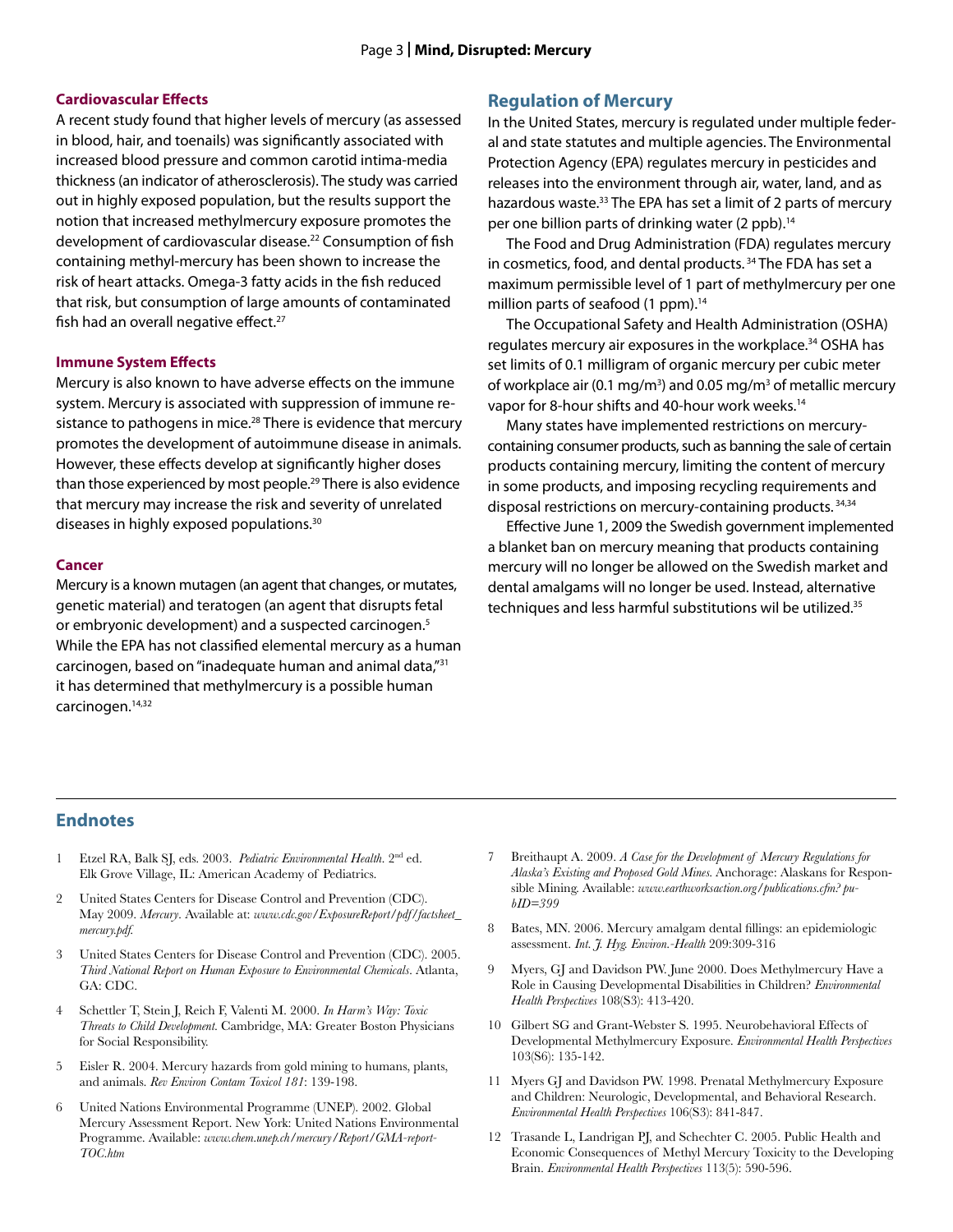### Cardiovascular Effects

A recent study found that higher levels of mercury (as assessed in blood, hair, and toenails) was significantly associated with increased blood pressure and common carotid intima-media thickness (an indicator of atherosclerosis). The study was carried out in highly exposed population, but the results support the notion that increased methylmercury exposure promotes the development of cardiovascular disease.[22] Consumption of fish containing methyl-mercury has been shown to increase the risk of heart attacks. Omega-3 fatty acids in the fish reduced that risk, but consumption of large amounts of contaminated fish had an overall negative effect.[27]

### Immune System Effects

Mercury is also known to have adverse effects on the immune system. Mercury is associated with suppression of immune resistance to pathogens in mice.[28] There is evidence that mercury promotes the development of autoimmune disease in animals. However, these effects develop at significantly higher doses than those experienced by most people.[29] There is also evidence that mercury may increase the risk and severity of unrelated diseases in highly exposed populations.[30]

### Cancer

Mercury is a known mutagen (an agent that changes, or mutates, genetic material) and teratogen (an agent that disrupts fetal or embryonic development) and a suspected carcinogen.[5] While the EPA has not classified elemental mercury as a human carcinogen, based on "inadequate human and animal data,"[31] it has determined that methylmercury is a possible human carcinogen.[14,32]

## Regulation of Mercury

In the United States, mercury is regulated under multiple federal and state statutes and multiple agencies. The Environmental Protection Agency (EPA) regulates mercury in pesticides and releases into the environment through air, water, land, and as hazardous waste.[33] The EPA has set a limit of 2 parts of mercury per one billion parts of drinking water (2 ppb).[14]

The Food and Drug Administration (FDA) regulates mercury in cosmetics, food, and dental products.[34] The FDA has set a maximum permissible level of 1 part of methylmercury per one million parts of seafood (1 ppm).[14]

The Occupational Safety and Health Administration (OSHA) regulates mercury air exposures in the workplace.[34] OSHA has set limits of 0.1 milligram of organic mercury per cubic meter of workplace air (0.1 mg/m$^3$) and 0.05 mg/m$^3$ of metallic mercury vapor for 8-hour shifts and 40-hour work weeks.[14]

Many states have implemented restrictions on mercury-containing consumer products, such as banning the sale of certain products containing mercury, limiting the content of mercury in some products, and imposing recycling requirements and disposal restrictions on mercury-containing products.[34,34]

Effective June 1, 2009 the Swedish government implemented a blanket ban on mercury meaning that products containing mercury will no longer be allowed on the Swedish market and dental amalgams will no longer be used. Instead, alternative techniques and less harmful substitutions wil be utilized.[35]

## Endnotes

1. Etzel RA, Balk SJ, eds. 2003. *Pediatric Environmental Health*. 2[nd] ed. Elk Grove Village, IL: American Academy of Pediatrics.
2. United States Centers for Disease Control and Prevention (CDC). May 2009. *Mercury*. Available at: *www.cdc.gov/ExposureReport/pdf/factsheet_mercury.pdf.*
3. United States Centers for Disease Control and Prevention (CDC). 2005. *Third National Report on Human Exposure to Environmental Chemicals*. Atlanta, GA: CDC.
4. Schettler T, Stein J, Reich F, Valenti M. 2000. *In Harm's Way: Toxic Threats to Child Development.* Cambridge, MA: Greater Boston Physicians for Social Responsibility.
5. Eisler R. 2004. Mercury hazards from gold mining to humans, plants, and animals. *Rev Environ Contam Toxicol 181*: 139-198.
6. United Nations Environmental Programme (UNEP). 2002. Global Mercury Assessment Report. New York: United Nations Environmental Programme. Available: *www.chem.unep.ch/mercury/Report/GMA-report-TOC.htm*
7. Breithaupt A. 2009. *A Case for the Development of Mercury Regulations for Alaska's Existing and Proposed Gold Mines*. Anchorage: Alaskans for Responsible Mining. Available: *www.earthworksaction.org/publications.cfm?pubID=399*
8. Bates, MN. 2006. Mercury amalgam dental fillings: an epidemiologic assessment. *Int. J. Hyg. Environ.-Health* 209:309-316
9. Myers, GJ and Davidson PW. June 2000. Does Methylmercury Have a Role in Causing Developmental Disabilities in Children? *Environmental Health Perspectives* 108(S3): 413-420.
10. Gilbert SG and Grant-Webster S. 1995. Neurobehavioral Effects of Developmental Methylmercury Exposure. *Environmental Health Perspectives* 103(S6): 135-142.
11. Myers GJ and Davidson PW. 1998. Prenatal Methylmercury Exposure and Children: Neurologic, Developmental, and Behavioral Research. *Environmental Health Perspectives* 106(S3): 841-847.
12. Trasande L, Landrigan PJ, and Schechter C. 2005. Public Health and Economic Consequences of Methyl Mercury Toxicity to the Developing Brain. *Environmental Health Perspectives* 113(5): 590-596.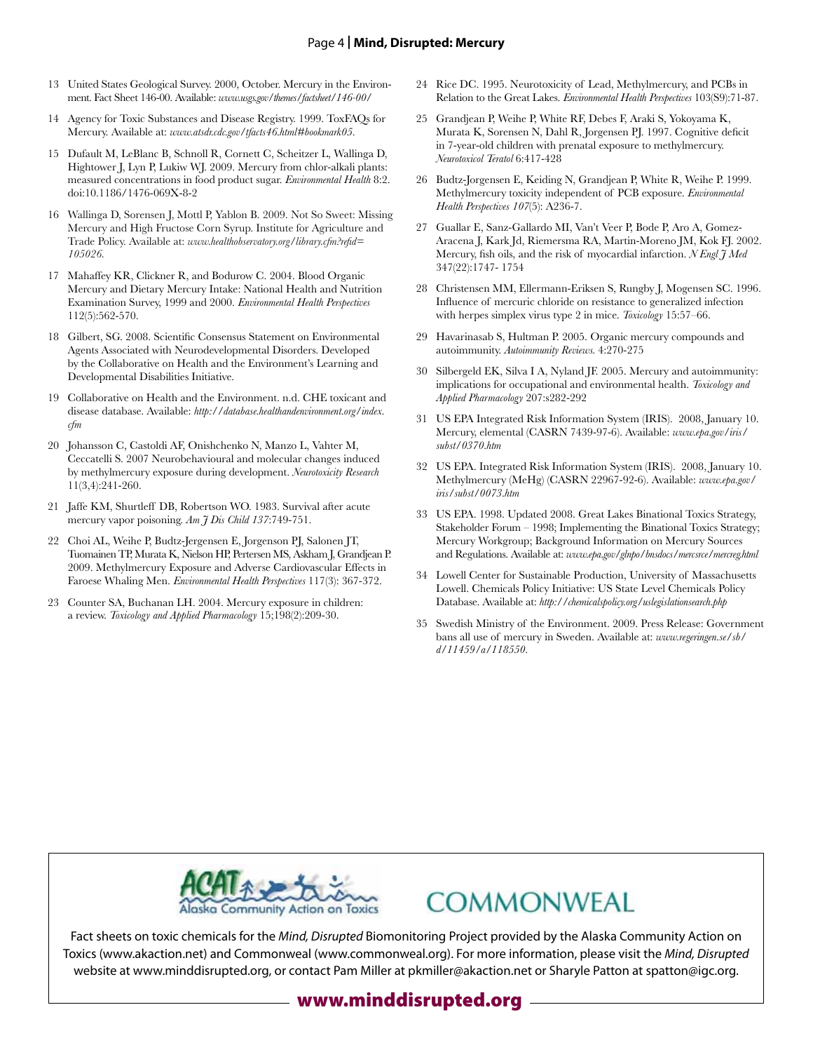13. United States Geological Survey. 2000, October. Mercury in the Environment. Fact Sheet 146-00. Available: *www.usgs.gov/themes/factsheet/146-00/*

14. Agency for Toxic Substances and Disease Registry. 1999. ToxFAQs for Mercury. Available at: *www.atsdr.cdc.gov/tfacts46.html#bookmark05.*

15. Dufault M, LeBlanc B, Schnoll R, Cornett C, Scheitzer L, Wallinga D, Hightower J, Lyn P, Lukiw WJ. 2009. Mercury from chlor-alkali plants: measured concentrations in food product sugar. *Environmental Health* 8:2. doi:10.1186/1476-069X-8-2

16. Wallinga D, Sorensen J, Mottl P, Yablon B. 2009. Not So Sweet: Missing Mercury and High Fructose Corn Syrup. Institute for Agriculture and Trade Policy. Available at: *www.healthobservatory.org/library.cfm?refid=105026.*

17. Mahaffey KR, Clickner R, and Bodurow C. 2004. Blood Organic Mercury and Dietary Mercury Intake: National Health and Nutrition Examination Survey, 1999 and 2000. *Environmental Health Perspectives* 112(5):562-570.

18. Gilbert, SG. 2008. Scientific Consensus Statement on Environmental Agents Associated with Neurodevelopmental Disorders. Developed by the Collaborative on Health and the Environment's Learning and Developmental Disabilities Initiative.

19. Collaborative on Health and the Environment. n.d. CHE toxicant and disease database. Available: *http://database.healthandenvironment.org/index.cfm*

20. Johansson C, Castoldi AF, Onishchenko N, Manzo L, Vahter M, Ceccatelli S. 2007 Neurobehavioural and molecular changes induced by methylmercury exposure during development. *Neurotoxicity Research* 11(3,4):241-260.

21. Jaffe KM, Shurtleff DB, Robertson WO. 1983. Survival after acute mercury vapor poisoning. *Am J Dis Child 137*:749-751.

22. Choi AL, Weihe P, Budtz-Jergensen E, Jorgenson PJ, Salonen JT, Tuomainen TP, Murata K, Nielson HP, Pertersen MS, Askham J, Grandjean P. 2009. Methylmercury Exposure and Adverse Cardiovascular Effects in Faroese Whaling Men. *Environmental Health Perspectives* 117(3): 367-372.

23. Counter SA, Buchanan LH. 2004. Mercury exposure in children: a review. *Toxicology and Applied Pharmacology* 15;198(2):209-30.

24. Rice DC. 1995. Neurotoxicity of Lead, Methylmercury, and PCBs in Relation to the Great Lakes. *Environmental Health Perspectives* 103(S9):71-87.

25. Grandjean P, Weihe P, White RF, Debes F, Araki S, Yokoyama K, Murata K, Sorensen N, Dahl R, Jorgensen PJ. 1997. Cognitive deficit in 7-year-old children with prenatal exposure to methylmercury. *Neurotoxicol Teratol* 6:417-428

26. Budtz-Jorgensen E, Keiding N, Grandjean P, White R, Weihe P. 1999. Methylmercury toxicity independent of PCB exposure. *Environmental Health Perspectives 107*(5): A236-7.

27. Guallar E, Sanz-Gallardo MI, Van't Veer P, Bode P, Aro A, Gomez-Aracena J, Kark Jd, Riemersma RA, Martin-Moreno JM, Kok FJ. 2002. Mercury, fish oils, and the risk of myocardial infarction. *N Engl J Med* 347(22):1747- 1754

28. Christensen MM, Ellermann-Eriksen S, Rungby J, Mogensen SC. 1996. Influence of mercuric chloride on resistance to generalized infection with herpes simplex virus type 2 in mice. *Toxicology* 15:57–66.

29. Havarinasab S, Hultman P. 2005. Organic mercury compounds and autoimmunity. *Autoimmunity Reviews.* 4:270-275

30. Silbergeld EK, Silva I A, Nyland JF. 2005. Mercury and autoimmunity: implications for occupational and environmental health. *Toxicology and Applied Pharmacology* 207:s282-292

31. US EPA Integrated Risk Information System (IRIS). 2008, January 10. Mercury, elemental (CASRN 7439-97-6). Available: *www.epa.gov/iris/subst/0370.htm*

32. US EPA. Integrated Risk Information System (IRIS). 2008, January 10. Methylmercury (MeHg) (CASRN 22967-92-6). Available: *www.epa.gov/iris/subst/0073.htm*

33. US EPA. 1998. Updated 2008. Great Lakes Binational Toxics Strategy, Stakeholder Forum – 1998; Implementing the Binational Toxics Strategy; Mercury Workgroup; Background Information on Mercury Sources and Regulations. Available at: *www.epa.gov/glnpo/bnsdocs/mercsrce/mercreg.html*

34. Lowell Center for Sustainable Production, University of Massachusetts Lowell. Chemicals Policy Initiative: US State Level Chemicals Policy Database. Available at: *http://chemicalspolicy.org/uslegislationsearch.php*

35. Swedish Ministry of the Environment. 2009. Press Release: Government bans all use of mercury in Sweden. Available at: *www.regeringen.se/sb/d/11459/a/118550.*

ACAT Alaska Community Action on Toxics

COMMONWEAL

Fact sheets on toxic chemicals for the *Mind, Disrupted* Biomonitoring Project provided by the Alaska Community Action on Toxics (www.akaction.net) and Commonweal (www.commonweal.org). For more information, please visit the *Mind, Disrupted* website at www.minddisrupted.org, or contact Pam Miller at pkmiller@akaction.net or Sharyle Patton at spatton@igc.org.

**www.minddisrupted.org**